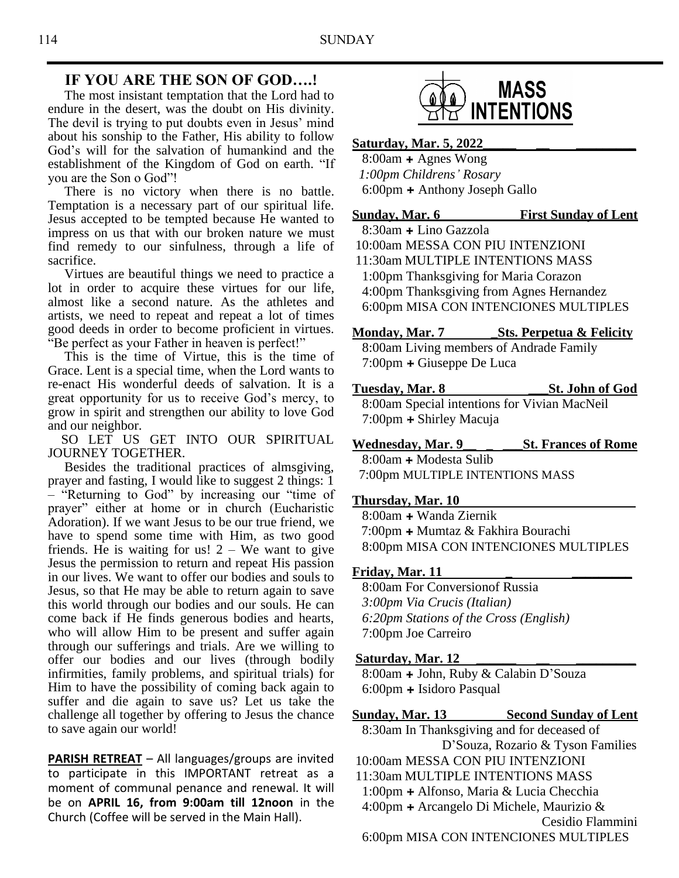## IF YOU ARE THE SON OF GOD….!

The most insistant temptation that the Lord had to endure in the desert, was the doubt on His divinity. The devil is trying to put doubts even in Jesus' mind about his sonship to the Father, His ability to follow God's will for the salvation of humankind and the establishment of the Kingdom of God on earth. "If you are the Son o God"!

There is no victory when there is no battle. Temptation is a necessary part of our spiritual life. Jesus accepted to be tempted because He wanted to impress on us that with our broken nature we must find remedy to our sinfulness, through a life of sacrifice.

Virtues are beautiful things we need to practice a lot in order to acquire these virtues for our life, almost like a second nature. As the athletes and artists, we need to repeat and repeat a lot of times good deeds in order to become proficient in virtues. "Be perfect as your Father in heaven is perfect!"

This is the time of Virtue, this is the time of Grace. Lent is a special time, when the Lord wants to re-enact His wonderful deeds of salvation. It is a great opportunity for us to receive God's mercy, to grow in spirit and strengthen our ability to love God and our neighbor.

SO LET US GET INTO OUR SPIRITUAL JOURNEY TOGETHER.

Besides the traditional practices of almsgiving, prayer and fasting, I would like to suggest 2 things: 1 – "Returning to God" by increasing our "time of prayer" either at home or in church (Eucharistic Adoration). If we want Jesus to be our true friend, we have to spend some time with Him, as two good friends. He is waiting for us! 2 – We want to give Jesus the permission to return and repeat His passion in our lives. We want to offer our bodies and souls to Jesus, so that He may be able to return again to save this world through our bodies and our souls. He can come back if He finds generous bodies and hearts, who will allow Him to be present and suffer again through our sufferings and trials. Are we willing to offer our bodies and our lives (through bodily infirmities, family problems, and spiritual trials) for Him to have the possibility of coming back again to suffer and die again to save us? Let us take the challenge all together by offering to Jesus the chance to save again our world!

**PARISH RETREAT** – All languages/groups are invited to participate in this IMPORTANT retreat as a moment of communal penance and renewal. It will be on **APRIL 16, from 9:00am till 12noon** in the Church (Coffee will be served in the Main Hall).

## MASS INTENTIONS

**Saturday, Mar. 5, 2022**
8:00am + Agnes Wong
*1:00pm Childrens' Rosary*
6:00pm + Anthony Joseph Gallo

**Sunday, Mar. 6 — First Sunday of Lent**
8:30am + Lino Gazzola
10:00am MESSA CON PIU INTENZIONI
11:30am MULTIPLE INTENTIONS MASS
1:00pm Thanksgiving for Maria Corazon
4:00pm Thanksgiving from Agnes Hernandez
6:00pm MISA CON INTENCIONES MULTIPLES

**Monday, Mar. 7 — Sts. Perpetua & Felicity**
8:00am Living members of Andrade Family
7:00pm + Giuseppe De Luca

**Tuesday, Mar. 8 — St. John of God**
8:00am Special intentions for Vivian MacNeil
7:00pm + Shirley Macuja

**Wednesday, Mar. 9 — St. Frances of Rome**
8:00am + Modesta Sulib
7:00pm MULTIPLE INTENTIONS MASS

**Thursday, Mar. 10**
8:00am + Wanda Ziernik
7:00pm + Mumtaz & Fakhira Bourachi
8:00pm MISA CON INTENCIONES MULTIPLES

**Friday, Mar. 11**
8:00am For Conversionof Russia
*3:00pm Via Crucis (Italian)*
*6:20pm Stations of the Cross (English)*
7:00pm Joe Carreiro

**Saturday, Mar. 12**
8:00am + John, Ruby & Calabin D'Souza
6:00pm + Isidoro Pasqual

**Sunday, Mar. 13 — Second Sunday of Lent**
8:30am In Thanksgiving and for deceased of D'Souza, Rozario & Tyson Families
10:00am MESSA CON PIU INTENZIONI
11:30am MULTIPLE INTENTIONS MASS
1:00pm + Alfonso, Maria & Lucia Checchia
4:00pm + Arcangelo Di Michele, Maurizio & Cesidio Flammini
6:00pm MISA CON INTENCIONES MULTIPLES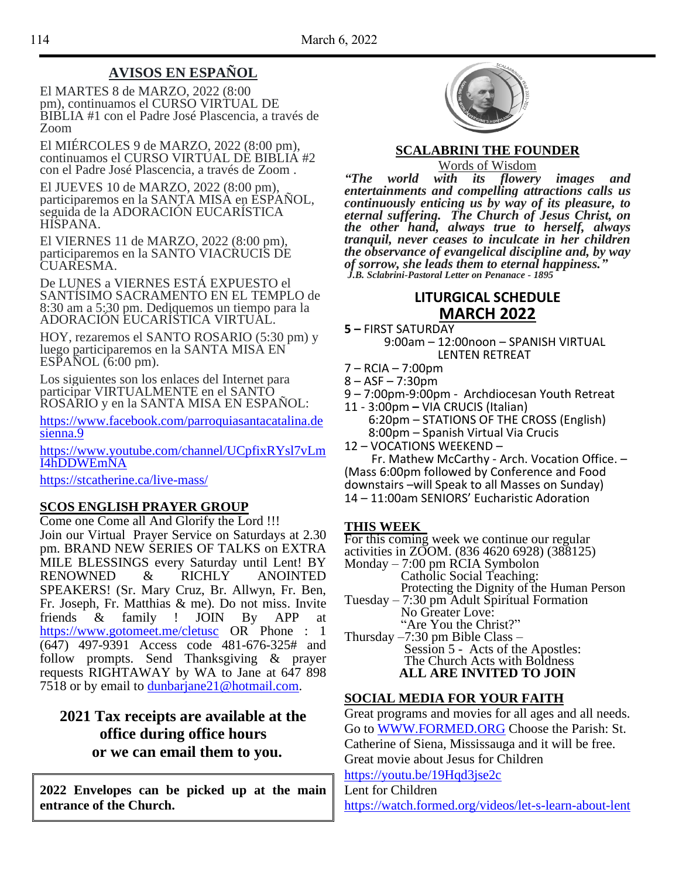## AVISOS EN ESPAÑOL

El MARTES 8 de MARZO, 2022 (8:00 pm), continuamos el CURSO VIRTUAL DE BIBLIA #1 con el Padre José Plascencia, a través de Zoom

El MIÉRCOLES 9 de MARZO, 2022 (8:00 pm), continuamos el CURSO VIRTUAL DE BIBLIA #2 con el Padre José Plascencia, a través de Zoom .

El JUEVES 10 de MARZO, 2022 (8:00 pm), participaremos en la SANTA MISA en ESPAÑOL, seguida de la ADORACIÓN EUCARÍSTICA HISPANA.

El VIERNES 11 de MARZO, 2022 (8:00 pm), participaremos en la SANTO VIACRUCIS DE CUARESMA.

De LUNES a VIERNES ESTÁ EXPUESTO el SANTÍSIMO SACRAMENTO EN EL TEMPLO de 8:30 am a 5:30 pm. Dediquemos un tiempo para la ADORACIÓN EUCARÍSTICA VIRTUAL.

HOY, rezaremos el SANTO ROSARIO (5:30 pm) y luego participaremos en la SANTA MISA EN ESPAÑOL (6:00 pm).

Los siguientes son los enlaces del Internet para participar VIRTUALMENTE en el SANTO ROSARIO y en la SANTA MISA EN ESPAÑOL:

https://www.facebook.com/parroquiasantacatalina.desienna.9

https://www.youtube.com/channel/UCpfixRYsl7vLmI4hDDWEmNA

https://stcatherine.ca/live-mass/

## SCOS ENGLISH PRAYER GROUP

Come one Come all And Glorify the Lord !!!
Join our Virtual Prayer Service on Saturdays at 2.30 pm. BRAND NEW SERIES OF TALKS on EXTRA MILE BLESSINGS every Saturday until Lent! BY RENOWNED & RICHLY ANOINTED SPEAKERS! (Sr. Mary Cruz, Br. Allwyn, Fr. Ben, Fr. Joseph, Fr. Matthias & me). Do not miss. Invite friends & family ! JOIN By APP at https://www.gotomeet.me/cletusc OR Phone : 1 (647) 497-9391 Access code 481-676-325# and follow prompts. Send Thanksgiving & prayer requests RIGHTAWAY by WA to Jane at 647 898 7518 or by email to dunbarjane21@hotmail.com.

**2021 Tax receipts are available at the office during office hours or we can email them to you.**

**2022 Envelopes can be picked up at the main entrance of the Church.**

## SCALABRINI THE FOUNDER

Words of Wisdom

***"The world with its flowery images and entertainments and compelling attractions calls us continuously enticing us by way of its pleasure, to eternal suffering. The Church of Jesus Christ, on the other hand, always true to herself, always tranquil, never ceases to inculcate in her children the observance of evangelical discipline and, by way of sorrow, she leads them to eternal happiness."***
***J.B. Sclabrini-Pastoral Letter on Penanace - 1895***

## LITURGICAL SCHEDULE
## MARCH 2022

**5 –** FIRST SATURDAY
9:00am – 12:00noon – SPANISH VIRTUAL LENTEN RETREAT
7 – RCIA – 7:00pm
8 – ASF – 7:30pm
9 – 7:00pm-9:00pm - Archdiocesan Youth Retreat
11 - 3:00pm **–** VIA CRUCIS (Italian)
6:20pm – STATIONS OF THE CROSS (English)
8:00pm – Spanish Virtual Via Crucis
12 – VOCATIONS WEEKEND –
Fr. Mathew McCarthy - Arch. Vocation Office. – (Mass 6:00pm followed by Conference and Food downstairs –will Speak to all Masses on Sunday)
14 – 11:00am SENIORS' Eucharistic Adoration

## THIS WEEK

For this coming week we continue our regular activities in ZOOM. (836 4620 6928) (388125)
Monday – 7:00 pm RCIA Symbolon
Catholic Social Teaching:
Protecting the Dignity of the Human Person
Tuesday – 7:30 pm Adult Spiritual Formation
No Greater Love:
"Are You the Christ?"
Thursday –7:30 pm Bible Class –
Session 5 - Acts of the Apostles:
The Church Acts with Boldness
**ALL ARE INVITED TO JOIN**

## SOCIAL MEDIA FOR YOUR FAITH

Great programs and movies for all ages and all needs. Go to WWW.FORMED.ORG Choose the Parish: St. Catherine of Siena, Mississauga and it will be free.
Great movie about Jesus for Children
https://youtu.be/19Hqd3jse2c
Lent for Children
https://watch.formed.org/videos/let-s-learn-about-lent